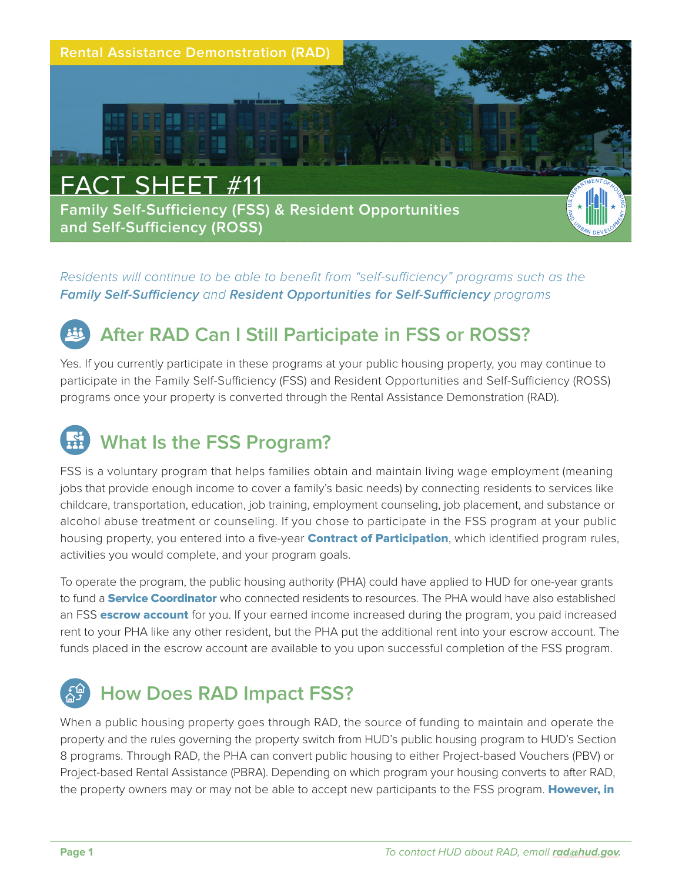Rental Assistance Demonstration (RAD)

# FACT SHEET #11

## Family Self-Sufficiency (FSS) & Resident Opportunities and Self-Sufficiency (ROSS)

*Residents will continue to be able to benefit from "self-sufficiency" programs such as the **Family Self-Sufficiency** and **Resident Opportunities for Self-Sufficiency** programs*

## After RAD Can I Still Participate in FSS or ROSS?

Yes. If you currently participate in these programs at your public housing property, you may continue to participate in the Family Self-Sufficiency (FSS) and Resident Opportunities and Self-Sufficiency (ROSS) programs once your property is converted through the Rental Assistance Demonstration (RAD).

## What Is the FSS Program?

FSS is a voluntary program that helps families obtain and maintain living wage employment (meaning jobs that provide enough income to cover a family's basic needs) by connecting residents to services like childcare, transportation, education, job training, employment counseling, job placement, and substance or alcohol abuse treatment or counseling. If you chose to participate in the FSS program at your public housing property, you entered into a five-year **Contract of Participation**, which identified program rules, activities you would complete, and your program goals.

To operate the program, the public housing authority (PHA) could have applied to HUD for one-year grants to fund a **Service Coordinator** who connected residents to resources. The PHA would have also established an FSS **escrow account** for you. If your earned income increased during the program, you paid increased rent to your PHA like any other resident, but the PHA put the additional rent into your escrow account. The funds placed in the escrow account are available to you upon successful completion of the FSS program.

## How Does RAD Impact FSS?

When a public housing property goes through RAD, the source of funding to maintain and operate the property and the rules governing the property switch from HUD's public housing program to HUD's Section 8 programs. Through RAD, the PHA can convert public housing to either Project-based Vouchers (PBV) or Project-based Rental Assistance (PBRA). Depending on which program your housing converts to after RAD, the property owners may or may not be able to accept new participants to the FSS program. **However, in**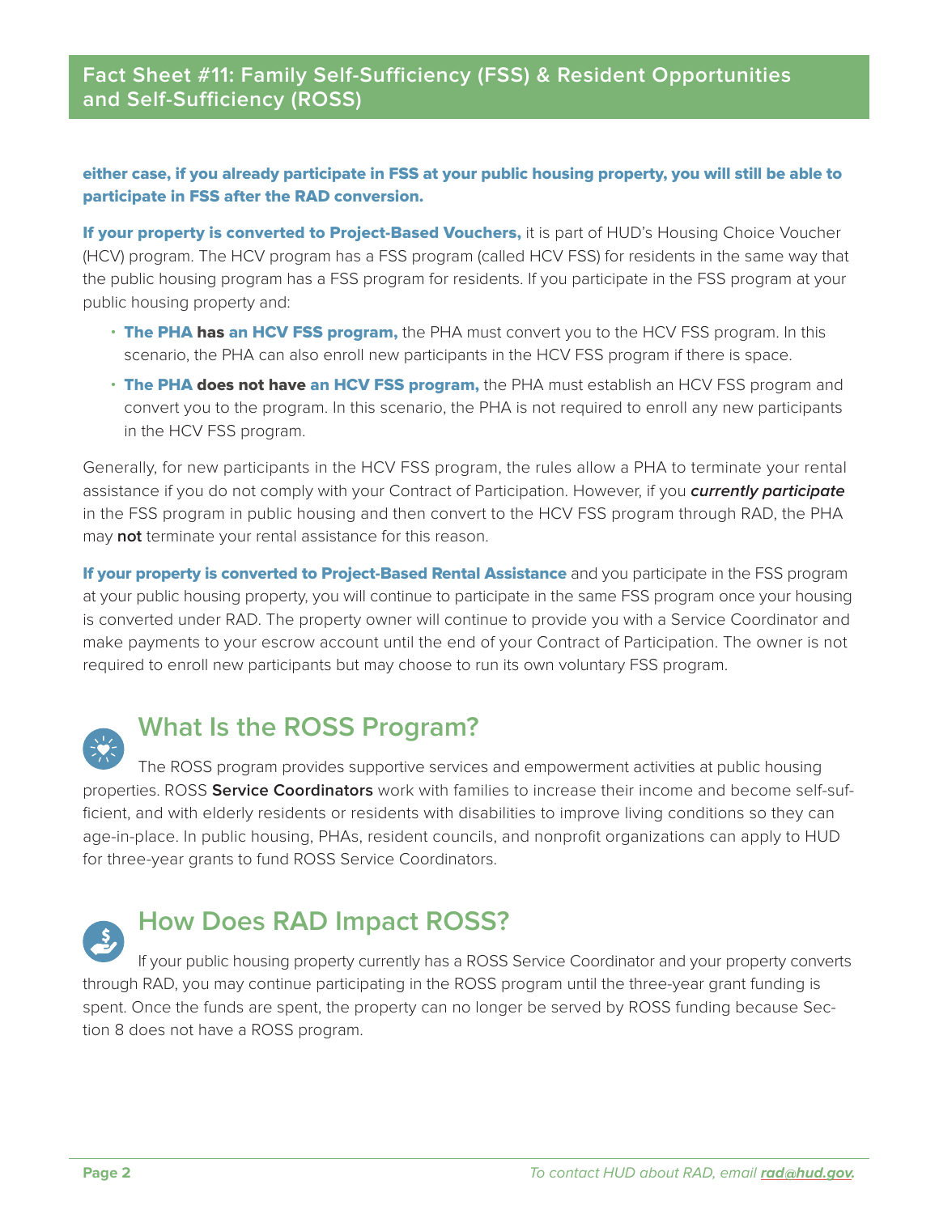**either case, if you already participate in FSS at your public housing property, you will still be able to participate in FSS after the RAD conversion.**

**If your property is converted to Project-Based Vouchers,** it is part of HUD's Housing Choice Voucher (HCV) program. The HCV program has a FSS program (called HCV FSS) for residents in the same way that the public housing program has a FSS program for residents. If you participate in the FSS program at your public housing property and:

- **The PHA has an HCV FSS program,** the PHA must convert you to the HCV FSS program. In this scenario, the PHA can also enroll new participants in the HCV FSS program if there is space.
- **The PHA does not have an HCV FSS program,** the PHA must establish an HCV FSS program and convert you to the program. In this scenario, the PHA is not required to enroll any new participants in the HCV FSS program.

Generally, for new participants in the HCV FSS program, the rules allow a PHA to terminate your rental assistance if you do not comply with your Contract of Participation. However, if you ***currently participate*** in the FSS program in public housing and then convert to the HCV FSS program through RAD, the PHA may **not** terminate your rental assistance for this reason.

**If your property is converted to Project-Based Rental Assistance** and you participate in the FSS program at your public housing property, you will continue to participate in the same FSS program once your housing is converted under RAD. The property owner will continue to provide you with a Service Coordinator and make payments to your escrow account until the end of your Contract of Participation. The owner is not required to enroll new participants but may choose to run its own voluntary FSS program.

## What Is the ROSS Program?

The ROSS program provides supportive services and empowerment activities at public housing properties. ROSS **Service Coordinators** work with families to increase their income and become self-sufficient, and with elderly residents or residents with disabilities to improve living conditions so they can age-in-place. In public housing, PHAs, resident councils, and nonprofit organizations can apply to HUD for three-year grants to fund ROSS Service Coordinators.

## How Does RAD Impact ROSS?

If your public housing property currently has a ROSS Service Coordinator and your property converts through RAD, you may continue participating in the ROSS program until the three-year grant funding is spent. Once the funds are spent, the property can no longer be served by ROSS funding because Section 8 does not have a ROSS program.